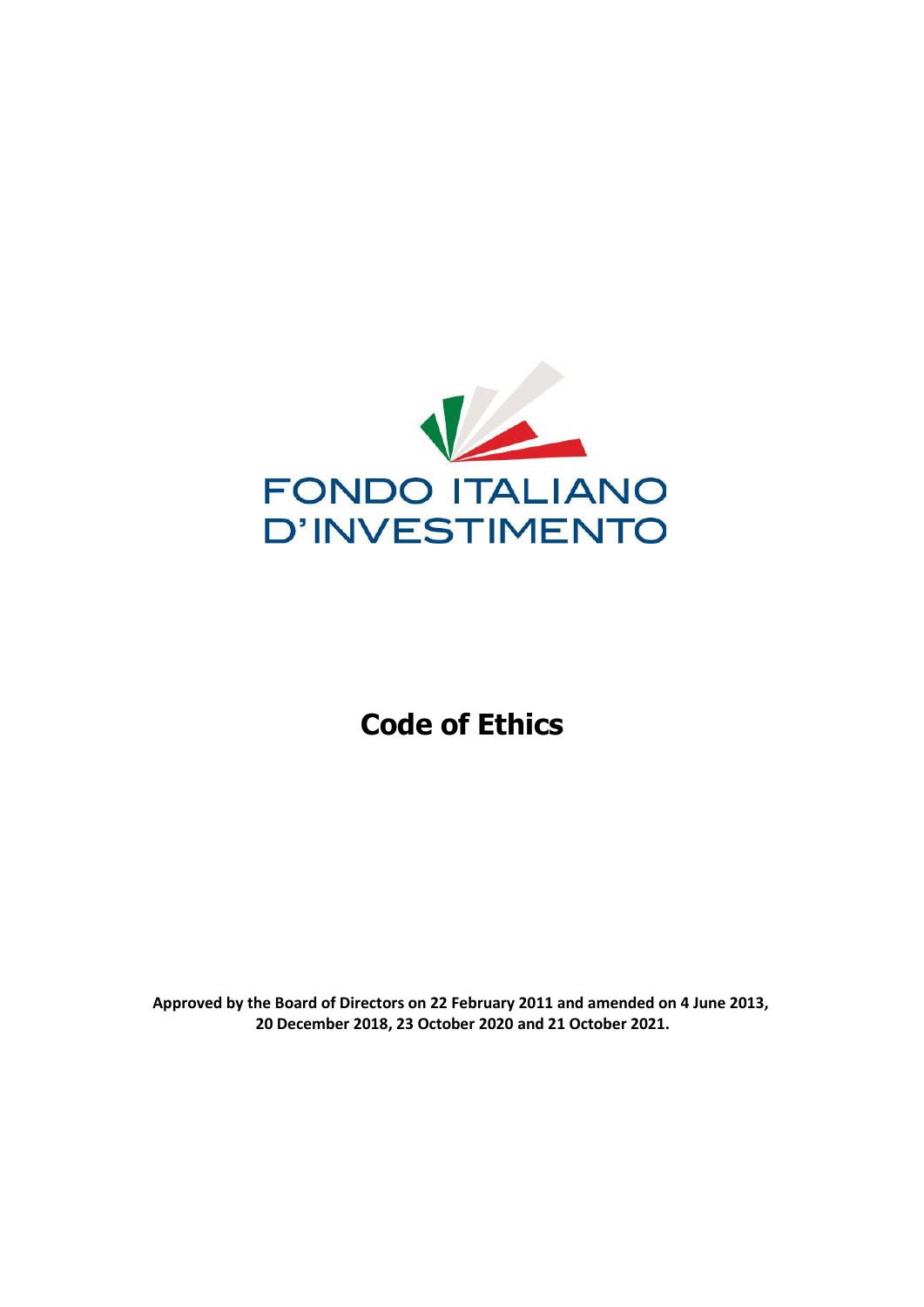FONDO ITALIANO D'INVESTIMENTO

# Code of Ethics

**Approved by the Board of Directors on 22 February 2011 and amended on 4 June 2013, 20 December 2018, 23 October 2020 and 21 October 2021.**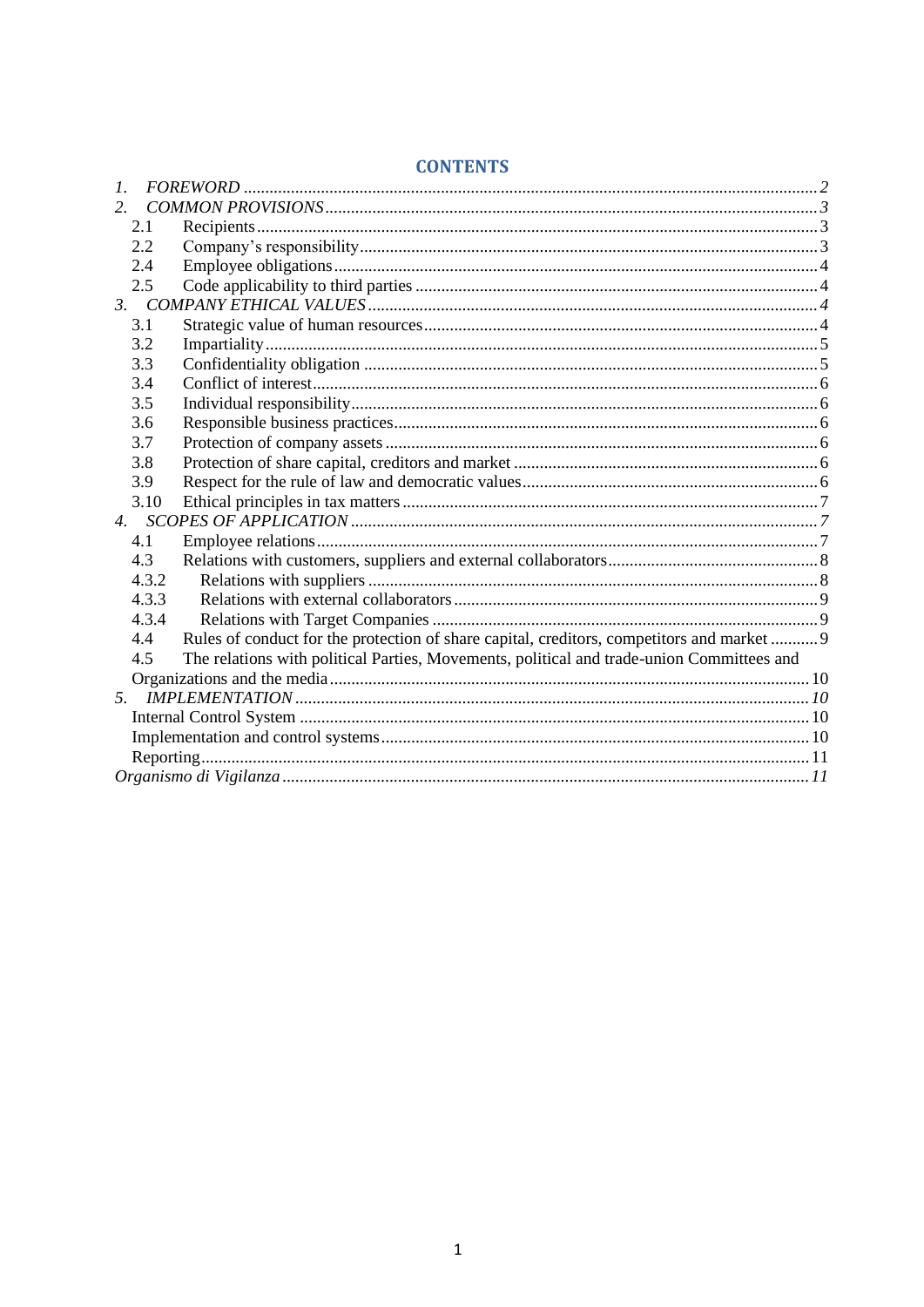# CONTENTS

1. *FOREWORD* ........ *2*
2. *COMMON PROVISIONS* ........ *3*
   - 2.1 Recipients ........ 3
   - 2.2 Company's responsibility ........ 3
   - 2.4 Employee obligations ........ 4
   - 2.5 Code applicability to third parties ........ 4
3. *COMPANY ETHICAL VALUES* ........ *4*
   - 3.1 Strategic value of human resources ........ 4
   - 3.2 Impartiality ........ 5
   - 3.3 Confidentiality obligation ........ 5
   - 3.4 Conflict of interest ........ 6
   - 3.5 Individual responsibility ........ 6
   - 3.6 Responsible business practices ........ 6
   - 3.7 Protection of company assets ........ 6
   - 3.8 Protection of share capital, creditors and market ........ 6
   - 3.9 Respect for the rule of law and democratic values ........ 6
   - 3.10 Ethical principles in tax matters ........ 7
4. *SCOPES OF APPLICATION* ........ *7*
   - 4.1 Employee relations ........ 7
   - 4.3 Relations with customers, suppliers and external collaborators ........ 8
   - 4.3.2 Relations with suppliers ........ 8
   - 4.3.3 Relations with external collaborators ........ 9
   - 4.3.4 Relations with Target Companies ........ 9
   - 4.4 Rules of conduct for the protection of share capital, creditors, competitors and market ........ 9
   - 4.5 The relations with political Parties, Movements, political and trade-union Committees and Organizations and the media ........ 10
5. *IMPLEMENTATION* ........ *10*
   - Internal Control System ........ 10
   - Implementation and control systems ........ 10
   - Reporting ........ 11

*Organismo di Vigilanza* ........ *11*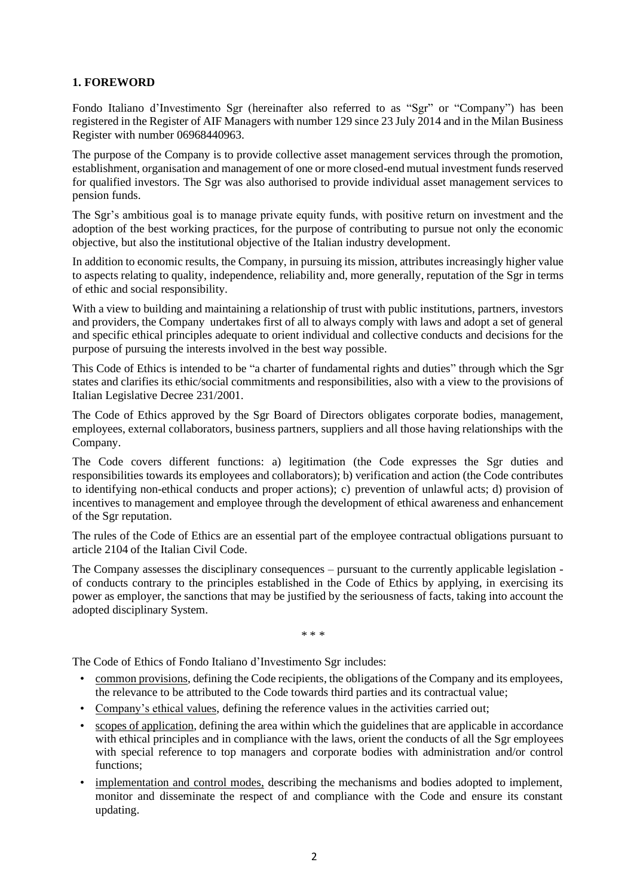## 1. FOREWORD

Fondo Italiano d'Investimento Sgr (hereinafter also referred to as "Sgr" or "Company") has been registered in the Register of AIF Managers with number 129 since 23 July 2014 and in the Milan Business Register with number 06968440963.

The purpose of the Company is to provide collective asset management services through the promotion, establishment, organisation and management of one or more closed-end mutual investment funds reserved for qualified investors. The Sgr was also authorised to provide individual asset management services to pension funds.

The Sgr's ambitious goal is to manage private equity funds, with positive return on investment and the adoption of the best working practices, for the purpose of contributing to pursue not only the economic objective, but also the institutional objective of the Italian industry development.

In addition to economic results, the Company, in pursuing its mission, attributes increasingly higher value to aspects relating to quality, independence, reliability and, more generally, reputation of the Sgr in terms of ethic and social responsibility.

With a view to building and maintaining a relationship of trust with public institutions, partners, investors and providers, the Company undertakes first of all to always comply with laws and adopt a set of general and specific ethical principles adequate to orient individual and collective conducts and decisions for the purpose of pursuing the interests involved in the best way possible.

This Code of Ethics is intended to be "a charter of fundamental rights and duties" through which the Sgr states and clarifies its ethic/social commitments and responsibilities, also with a view to the provisions of Italian Legislative Decree 231/2001.

The Code of Ethics approved by the Sgr Board of Directors obligates corporate bodies, management, employees, external collaborators, business partners, suppliers and all those having relationships with the Company.

The Code covers different functions: a) legitimation (the Code expresses the Sgr duties and responsibilities towards its employees and collaborators); b) verification and action (the Code contributes to identifying non-ethical conducts and proper actions); c) prevention of unlawful acts; d) provision of incentives to management and employee through the development of ethical awareness and enhancement of the Sgr reputation.

The rules of the Code of Ethics are an essential part of the employee contractual obligations pursuant to article 2104 of the Italian Civil Code.

The Company assesses the disciplinary consequences – pursuant to the currently applicable legislation - of conducts contrary to the principles established in the Code of Ethics by applying, in exercising its power as employer, the sanctions that may be justified by the seriousness of facts, taking into account the adopted disciplinary System.

\* \* \*

The Code of Ethics of Fondo Italiano d'Investimento Sgr includes:

- common provisions, defining the Code recipients, the obligations of the Company and its employees, the relevance to be attributed to the Code towards third parties and its contractual value;
- Company's ethical values, defining the reference values in the activities carried out;
- scopes of application, defining the area within which the guidelines that are applicable in accordance with ethical principles and in compliance with the laws, orient the conducts of all the Sgr employees with special reference to top managers and corporate bodies with administration and/or control functions;
- implementation and control modes, describing the mechanisms and bodies adopted to implement, monitor and disseminate the respect of and compliance with the Code and ensure its constant updating.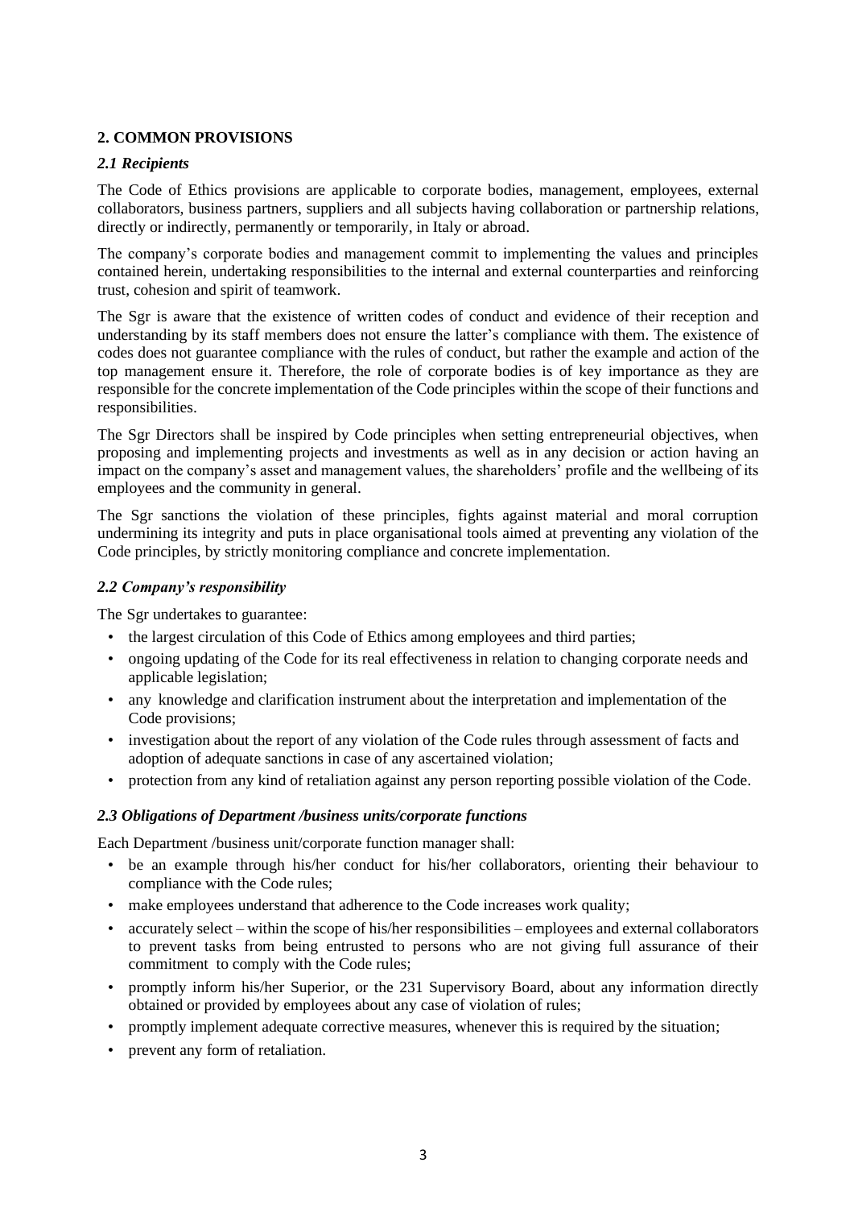## 2. COMMON PROVISIONS

### *2.1 Recipients*

The Code of Ethics provisions are applicable to corporate bodies, management, employees, external collaborators, business partners, suppliers and all subjects having collaboration or partnership relations, directly or indirectly, permanently or temporarily, in Italy or abroad.

The company's corporate bodies and management commit to implementing the values and principles contained herein, undertaking responsibilities to the internal and external counterparties and reinforcing trust, cohesion and spirit of teamwork.

The Sgr is aware that the existence of written codes of conduct and evidence of their reception and understanding by its staff members does not ensure the latter's compliance with them. The existence of codes does not guarantee compliance with the rules of conduct, but rather the example and action of the top management ensure it. Therefore, the role of corporate bodies is of key importance as they are responsible for the concrete implementation of the Code principles within the scope of their functions and responsibilities.

The Sgr Directors shall be inspired by Code principles when setting entrepreneurial objectives, when proposing and implementing projects and investments as well as in any decision or action having an impact on the company's asset and management values, the shareholders' profile and the wellbeing of its employees and the community in general.

The Sgr sanctions the violation of these principles, fights against material and moral corruption undermining its integrity and puts in place organisational tools aimed at preventing any violation of the Code principles, by strictly monitoring compliance and concrete implementation.

### *2.2 Company's responsibility*

The Sgr undertakes to guarantee:

- the largest circulation of this Code of Ethics among employees and third parties;
- ongoing updating of the Code for its real effectiveness in relation to changing corporate needs and applicable legislation;
- any knowledge and clarification instrument about the interpretation and implementation of the Code provisions;
- investigation about the report of any violation of the Code rules through assessment of facts and adoption of adequate sanctions in case of any ascertained violation;
- protection from any kind of retaliation against any person reporting possible violation of the Code.

### *2.3 Obligations of Department /business units/corporate functions*

Each Department /business unit/corporate function manager shall:

- be an example through his/her conduct for his/her collaborators, orienting their behaviour to compliance with the Code rules;
- make employees understand that adherence to the Code increases work quality;
- accurately select – within the scope of his/her responsibilities – employees and external collaborators to prevent tasks from being entrusted to persons who are not giving full assurance of their commitment to comply with the Code rules;
- promptly inform his/her Superior, or the 231 Supervisory Board, about any information directly obtained or provided by employees about any case of violation of rules;
- promptly implement adequate corrective measures, whenever this is required by the situation;
- prevent any form of retaliation.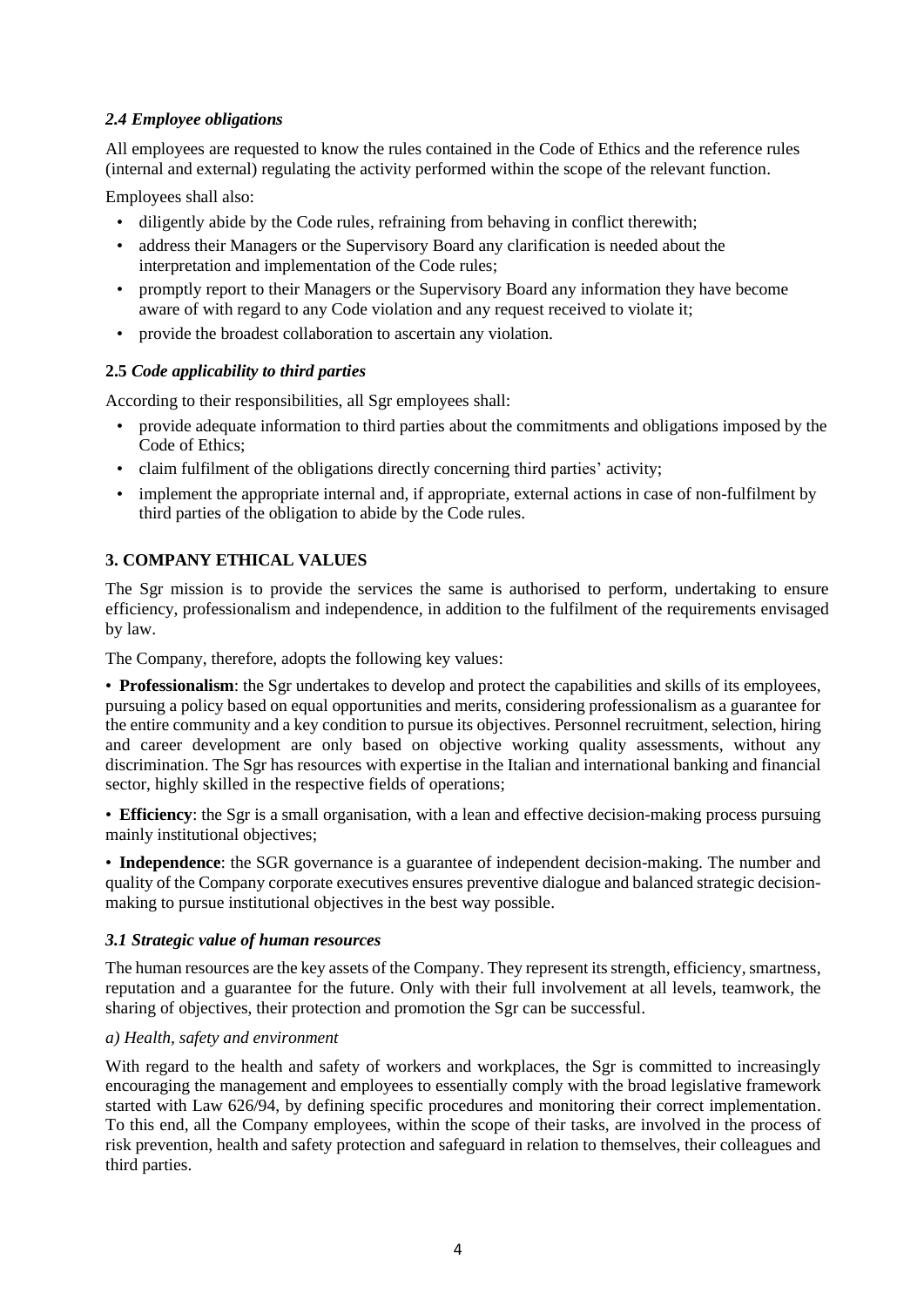### *2.4 Employee obligations*

All employees are requested to know the rules contained in the Code of Ethics and the reference rules (internal and external) regulating the activity performed within the scope of the relevant function.

Employees shall also:

- diligently abide by the Code rules, refraining from behaving in conflict therewith;
- address their Managers or the Supervisory Board any clarification is needed about the interpretation and implementation of the Code rules;
- promptly report to their Managers or the Supervisory Board any information they have become aware of with regard to any Code violation and any request received to violate it;
- provide the broadest collaboration to ascertain any violation.

### **2.5** *Code applicability to third parties*

According to their responsibilities, all Sgr employees shall:

- provide adequate information to third parties about the commitments and obligations imposed by the Code of Ethics;
- claim fulfilment of the obligations directly concerning third parties' activity;
- implement the appropriate internal and, if appropriate, external actions in case of non-fulfilment by third parties of the obligation to abide by the Code rules.

## **3. COMPANY ETHICAL VALUES**

The Sgr mission is to provide the services the same is authorised to perform, undertaking to ensure efficiency, professionalism and independence, in addition to the fulfilment of the requirements envisaged by law.

The Company, therefore, adopts the following key values:

• **Professionalism**: the Sgr undertakes to develop and protect the capabilities and skills of its employees, pursuing a policy based on equal opportunities and merits, considering professionalism as a guarantee for the entire community and a key condition to pursue its objectives. Personnel recruitment, selection, hiring and career development are only based on objective working quality assessments, without any discrimination. The Sgr has resources with expertise in the Italian and international banking and financial sector, highly skilled in the respective fields of operations;

• **Efficiency**: the Sgr is a small organisation, with a lean and effective decision-making process pursuing mainly institutional objectives;

• **Independence**: the SGR governance is a guarantee of independent decision-making. The number and quality of the Company corporate executives ensures preventive dialogue and balanced strategic decision-making to pursue institutional objectives in the best way possible.

### *3.1 Strategic value of human resources*

The human resources are the key assets of the Company. They represent its strength, efficiency, smartness, reputation and a guarantee for the future. Only with their full involvement at all levels, teamwork, the sharing of objectives, their protection and promotion the Sgr can be successful.

*a) Health, safety and environment*

With regard to the health and safety of workers and workplaces, the Sgr is committed to increasingly encouraging the management and employees to essentially comply with the broad legislative framework started with Law 626/94, by defining specific procedures and monitoring their correct implementation. To this end, all the Company employees, within the scope of their tasks, are involved in the process of risk prevention, health and safety protection and safeguard in relation to themselves, their colleagues and third parties.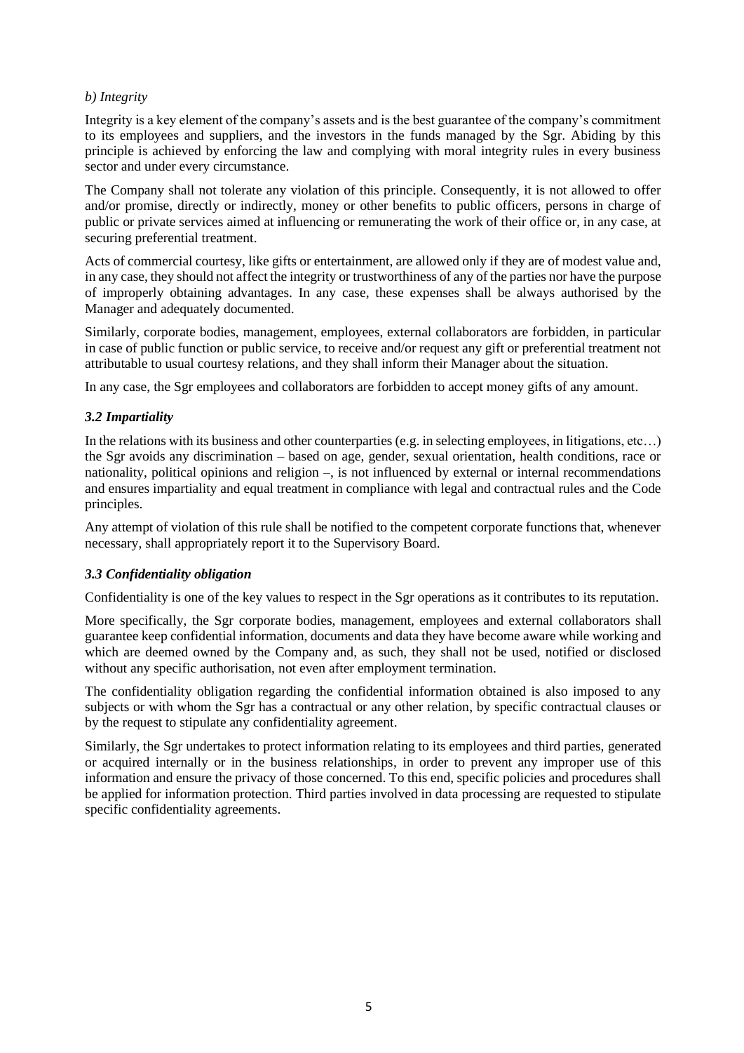*b) Integrity*

Integrity is a key element of the company's assets and is the best guarantee of the company's commitment to its employees and suppliers, and the investors in the funds managed by the Sgr. Abiding by this principle is achieved by enforcing the law and complying with moral integrity rules in every business sector and under every circumstance.

The Company shall not tolerate any violation of this principle. Consequently, it is not allowed to offer and/or promise, directly or indirectly, money or other benefits to public officers, persons in charge of public or private services aimed at influencing or remunerating the work of their office or, in any case, at securing preferential treatment.

Acts of commercial courtesy, like gifts or entertainment, are allowed only if they are of modest value and, in any case, they should not affect the integrity or trustworthiness of any of the parties nor have the purpose of improperly obtaining advantages. In any case, these expenses shall be always authorised by the Manager and adequately documented.

Similarly, corporate bodies, management, employees, external collaborators are forbidden, in particular in case of public function or public service, to receive and/or request any gift or preferential treatment not attributable to usual courtesy relations, and they shall inform their Manager about the situation.

In any case, the Sgr employees and collaborators are forbidden to accept money gifts of any amount.

### *3.2 Impartiality*

In the relations with its business and other counterparties (e.g. in selecting employees, in litigations, etc…) the Sgr avoids any discrimination – based on age, gender, sexual orientation, health conditions, race or nationality, political opinions and religion –, is not influenced by external or internal recommendations and ensures impartiality and equal treatment in compliance with legal and contractual rules and the Code principles.

Any attempt of violation of this rule shall be notified to the competent corporate functions that, whenever necessary, shall appropriately report it to the Supervisory Board.

### *3.3 Confidentiality obligation*

Confidentiality is one of the key values to respect in the Sgr operations as it contributes to its reputation.

More specifically, the Sgr corporate bodies, management, employees and external collaborators shall guarantee keep confidential information, documents and data they have become aware while working and which are deemed owned by the Company and, as such, they shall not be used, notified or disclosed without any specific authorisation, not even after employment termination.

The confidentiality obligation regarding the confidential information obtained is also imposed to any subjects or with whom the Sgr has a contractual or any other relation, by specific contractual clauses or by the request to stipulate any confidentiality agreement.

Similarly, the Sgr undertakes to protect information relating to its employees and third parties, generated or acquired internally or in the business relationships, in order to prevent any improper use of this information and ensure the privacy of those concerned. To this end, specific policies and procedures shall be applied for information protection. Third parties involved in data processing are requested to stipulate specific confidentiality agreements.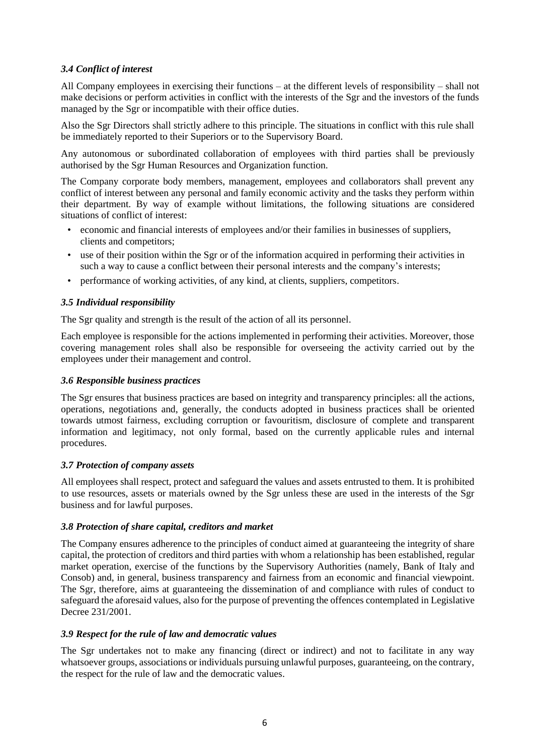### *3.4 Conflict of interest*

All Company employees in exercising their functions – at the different levels of responsibility – shall not make decisions or perform activities in conflict with the interests of the Sgr and the investors of the funds managed by the Sgr or incompatible with their office duties.

Also the Sgr Directors shall strictly adhere to this principle. The situations in conflict with this rule shall be immediately reported to their Superiors or to the Supervisory Board.

Any autonomous or subordinated collaboration of employees with third parties shall be previously authorised by the Sgr Human Resources and Organization function.

The Company corporate body members, management, employees and collaborators shall prevent any conflict of interest between any personal and family economic activity and the tasks they perform within their department. By way of example without limitations, the following situations are considered situations of conflict of interest:

- economic and financial interests of employees and/or their families in businesses of suppliers, clients and competitors;
- use of their position within the Sgr or of the information acquired in performing their activities in such a way to cause a conflict between their personal interests and the company's interests;
- performance of working activities, of any kind, at clients, suppliers, competitors.

### *3.5 Individual responsibility*

The Sgr quality and strength is the result of the action of all its personnel.

Each employee is responsible for the actions implemented in performing their activities. Moreover, those covering management roles shall also be responsible for overseeing the activity carried out by the employees under their management and control.

### *3.6 Responsible business practices*

The Sgr ensures that business practices are based on integrity and transparency principles: all the actions, operations, negotiations and, generally, the conducts adopted in business practices shall be oriented towards utmost fairness, excluding corruption or favouritism, disclosure of complete and transparent information and legitimacy, not only formal, based on the currently applicable rules and internal procedures.

### *3.7 Protection of company assets*

All employees shall respect, protect and safeguard the values and assets entrusted to them. It is prohibited to use resources, assets or materials owned by the Sgr unless these are used in the interests of the Sgr business and for lawful purposes.

### *3.8 Protection of share capital, creditors and market*

The Company ensures adherence to the principles of conduct aimed at guaranteeing the integrity of share capital, the protection of creditors and third parties with whom a relationship has been established, regular market operation, exercise of the functions by the Supervisory Authorities (namely, Bank of Italy and Consob) and, in general, business transparency and fairness from an economic and financial viewpoint. The Sgr, therefore, aims at guaranteeing the dissemination of and compliance with rules of conduct to safeguard the aforesaid values, also for the purpose of preventing the offences contemplated in Legislative Decree 231/2001.

### *3.9 Respect for the rule of law and democratic values*

The Sgr undertakes not to make any financing (direct or indirect) and not to facilitate in any way whatsoever groups, associations or individuals pursuing unlawful purposes, guaranteeing, on the contrary, the respect for the rule of law and the democratic values.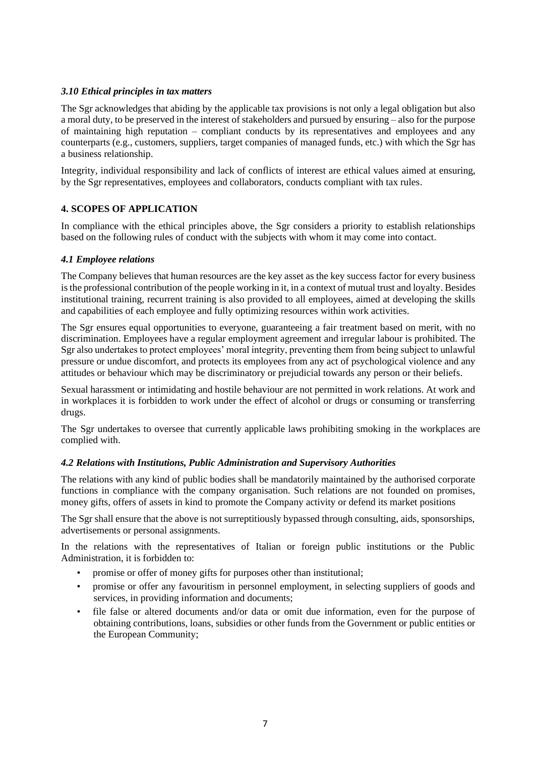### *3.10 Ethical principles in tax matters*

The Sgr acknowledges that abiding by the applicable tax provisions is not only a legal obligation but also a moral duty, to be preserved in the interest of stakeholders and pursued by ensuring – also for the purpose of maintaining high reputation – compliant conducts by its representatives and employees and any counterparts (e.g., customers, suppliers, target companies of managed funds, etc.) with which the Sgr has a business relationship.

Integrity, individual responsibility and lack of conflicts of interest are ethical values aimed at ensuring, by the Sgr representatives, employees and collaborators, conducts compliant with tax rules.

## 4. SCOPES OF APPLICATION

In compliance with the ethical principles above, the Sgr considers a priority to establish relationships based on the following rules of conduct with the subjects with whom it may come into contact.

### *4.1 Employee relations*

The Company believes that human resources are the key asset as the key success factor for every business is the professional contribution of the people working in it, in a context of mutual trust and loyalty. Besides institutional training, recurrent training is also provided to all employees, aimed at developing the skills and capabilities of each employee and fully optimizing resources within work activities.

The Sgr ensures equal opportunities to everyone, guaranteeing a fair treatment based on merit, with no discrimination. Employees have a regular employment agreement and irregular labour is prohibited. The Sgr also undertakes to protect employees' moral integrity, preventing them from being subject to unlawful pressure or undue discomfort, and protects its employees from any act of psychological violence and any attitudes or behaviour which may be discriminatory or prejudicial towards any person or their beliefs.

Sexual harassment or intimidating and hostile behaviour are not permitted in work relations. At work and in workplaces it is forbidden to work under the effect of alcohol or drugs or consuming or transferring drugs.

The Sgr undertakes to oversee that currently applicable laws prohibiting smoking in the workplaces are complied with.

### *4.2 Relations with Institutions, Public Administration and Supervisory Authorities*

The relations with any kind of public bodies shall be mandatorily maintained by the authorised corporate functions in compliance with the company organisation. Such relations are not founded on promises, money gifts, offers of assets in kind to promote the Company activity or defend its market positions

The Sgr shall ensure that the above is not surreptitiously bypassed through consulting, aids, sponsorships, advertisements or personal assignments.

In the relations with the representatives of Italian or foreign public institutions or the Public Administration, it is forbidden to:

- promise or offer of money gifts for purposes other than institutional;
- promise or offer any favouritism in personnel employment, in selecting suppliers of goods and services, in providing information and documents;
- file false or altered documents and/or data or omit due information, even for the purpose of obtaining contributions, loans, subsidies or other funds from the Government or public entities or the European Community;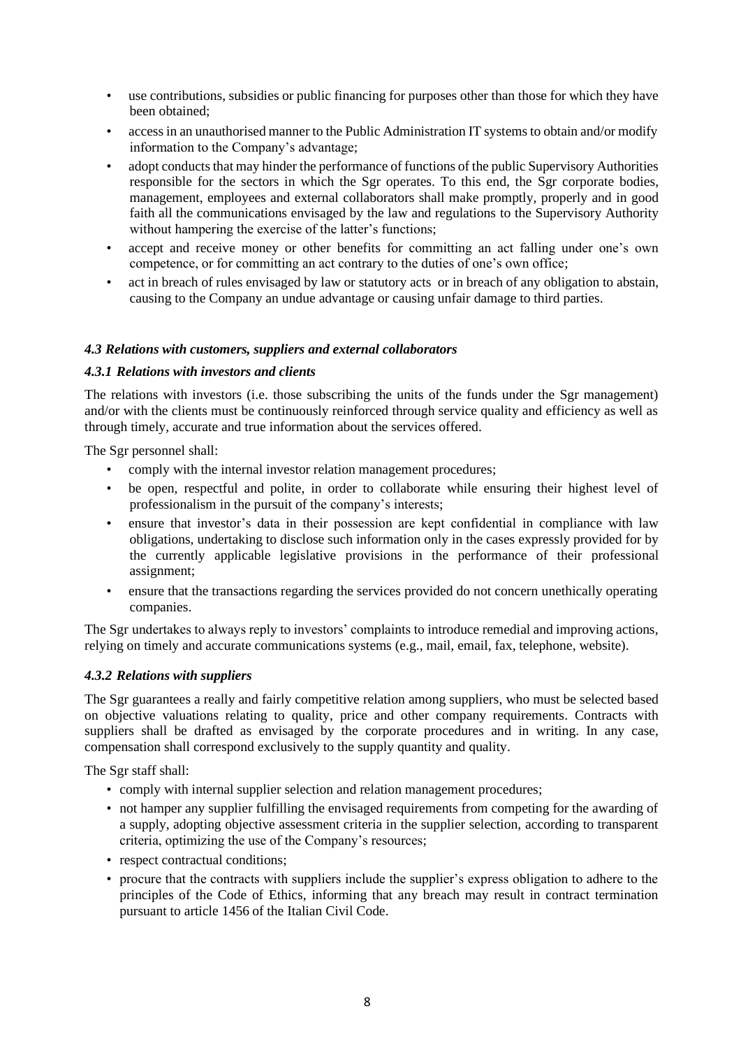- use contributions, subsidies or public financing for purposes other than those for which they have been obtained;
- access in an unauthorised manner to the Public Administration IT systems to obtain and/or modify information to the Company's advantage;
- adopt conducts that may hinder the performance of functions of the public Supervisory Authorities responsible for the sectors in which the Sgr operates. To this end, the Sgr corporate bodies, management, employees and external collaborators shall make promptly, properly and in good faith all the communications envisaged by the law and regulations to the Supervisory Authority without hampering the exercise of the latter's functions;
- accept and receive money or other benefits for committing an act falling under one's own competence, or for committing an act contrary to the duties of one's own office;
- act in breach of rules envisaged by law or statutory acts or in breach of any obligation to abstain, causing to the Company an undue advantage or causing unfair damage to third parties.

### *4.3 Relations with customers, suppliers and external collaborators*

#### *4.3.1 Relations with investors and clients*

The relations with investors (i.e. those subscribing the units of the funds under the Sgr management) and/or with the clients must be continuously reinforced through service quality and efficiency as well as through timely, accurate and true information about the services offered.

The Sgr personnel shall:

- comply with the internal investor relation management procedures;
- be open, respectful and polite, in order to collaborate while ensuring their highest level of professionalism in the pursuit of the company's interests;
- ensure that investor's data in their possession are kept confidential in compliance with law obligations, undertaking to disclose such information only in the cases expressly provided for by the currently applicable legislative provisions in the performance of their professional assignment;
- ensure that the transactions regarding the services provided do not concern unethically operating companies.

The Sgr undertakes to always reply to investors' complaints to introduce remedial and improving actions, relying on timely and accurate communications systems (e.g., mail, email, fax, telephone, website).

#### *4.3.2 Relations with suppliers*

The Sgr guarantees a really and fairly competitive relation among suppliers, who must be selected based on objective valuations relating to quality, price and other company requirements. Contracts with suppliers shall be drafted as envisaged by the corporate procedures and in writing. In any case, compensation shall correspond exclusively to the supply quantity and quality.

The Sgr staff shall:

- comply with internal supplier selection and relation management procedures;
- not hamper any supplier fulfilling the envisaged requirements from competing for the awarding of a supply, adopting objective assessment criteria in the supplier selection, according to transparent criteria, optimizing the use of the Company's resources;
- respect contractual conditions;
- procure that the contracts with suppliers include the supplier's express obligation to adhere to the principles of the Code of Ethics, informing that any breach may result in contract termination pursuant to article 1456 of the Italian Civil Code.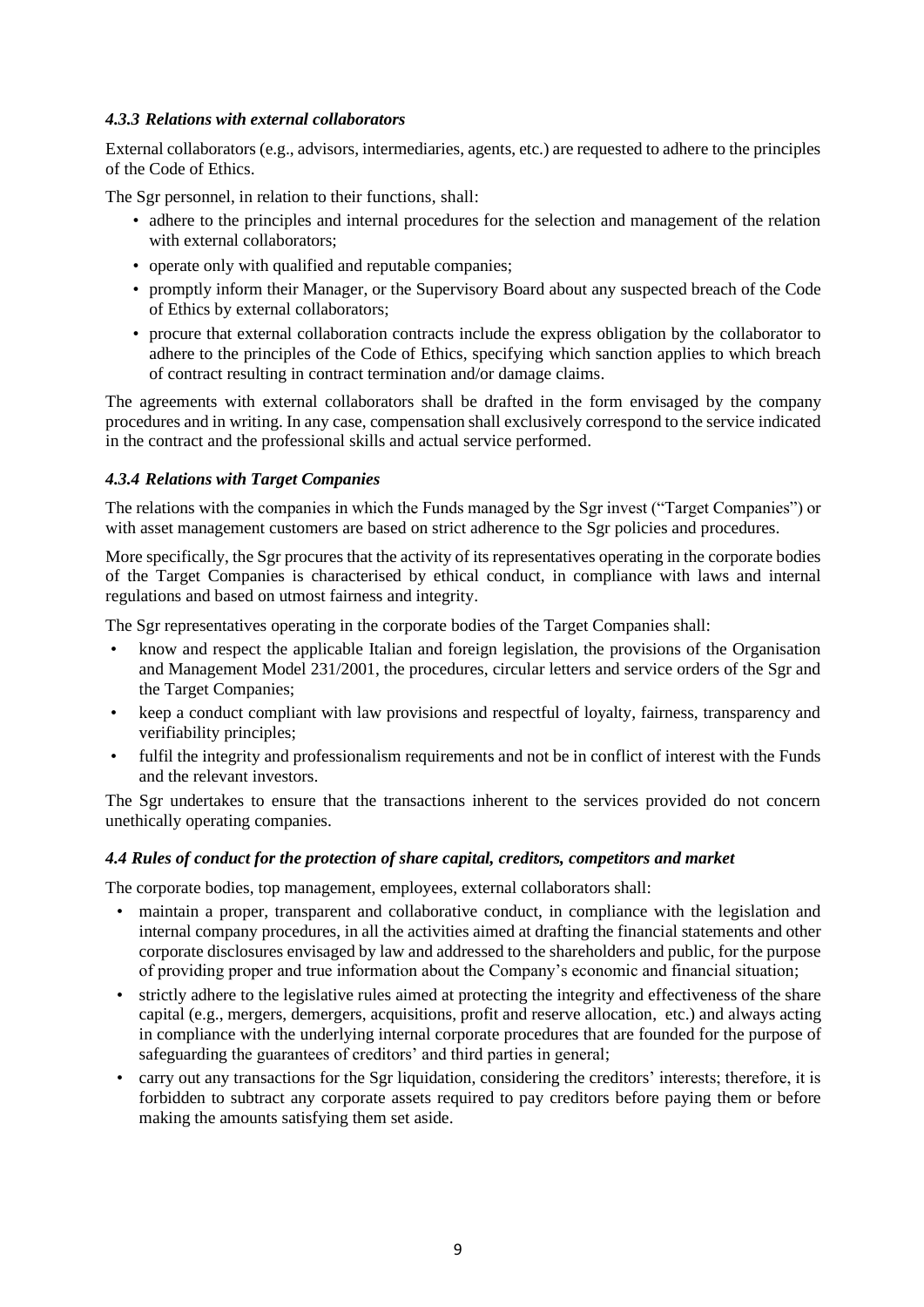#### *4.3.3 Relations with external collaborators*

External collaborators (e.g., advisors, intermediaries, agents, etc.) are requested to adhere to the principles of the Code of Ethics.

The Sgr personnel, in relation to their functions, shall:

- adhere to the principles and internal procedures for the selection and management of the relation with external collaborators;
- operate only with qualified and reputable companies;
- promptly inform their Manager, or the Supervisory Board about any suspected breach of the Code of Ethics by external collaborators;
- procure that external collaboration contracts include the express obligation by the collaborator to adhere to the principles of the Code of Ethics, specifying which sanction applies to which breach of contract resulting in contract termination and/or damage claims.

The agreements with external collaborators shall be drafted in the form envisaged by the company procedures and in writing. In any case, compensation shall exclusively correspond to the service indicated in the contract and the professional skills and actual service performed.

#### *4.3.4 Relations with Target Companies*

The relations with the companies in which the Funds managed by the Sgr invest ("Target Companies") or with asset management customers are based on strict adherence to the Sgr policies and procedures.

More specifically, the Sgr procures that the activity of its representatives operating in the corporate bodies of the Target Companies is characterised by ethical conduct, in compliance with laws and internal regulations and based on utmost fairness and integrity.

The Sgr representatives operating in the corporate bodies of the Target Companies shall:

- know and respect the applicable Italian and foreign legislation, the provisions of the Organisation and Management Model 231/2001, the procedures, circular letters and service orders of the Sgr and the Target Companies;
- keep a conduct compliant with law provisions and respectful of loyalty, fairness, transparency and verifiability principles;
- fulfil the integrity and professionalism requirements and not be in conflict of interest with the Funds and the relevant investors.

The Sgr undertakes to ensure that the transactions inherent to the services provided do not concern unethically operating companies.

### *4.4 Rules of conduct for the protection of share capital, creditors, competitors and market*

The corporate bodies, top management, employees, external collaborators shall:

- maintain a proper, transparent and collaborative conduct, in compliance with the legislation and internal company procedures, in all the activities aimed at drafting the financial statements and other corporate disclosures envisaged by law and addressed to the shareholders and public, for the purpose of providing proper and true information about the Company's economic and financial situation;
- strictly adhere to the legislative rules aimed at protecting the integrity and effectiveness of the share capital (e.g., mergers, demergers, acquisitions, profit and reserve allocation, etc.) and always acting in compliance with the underlying internal corporate procedures that are founded for the purpose of safeguarding the guarantees of creditors' and third parties in general;
- carry out any transactions for the Sgr liquidation, considering the creditors' interests; therefore, it is forbidden to subtract any corporate assets required to pay creditors before paying them or before making the amounts satisfying them set aside.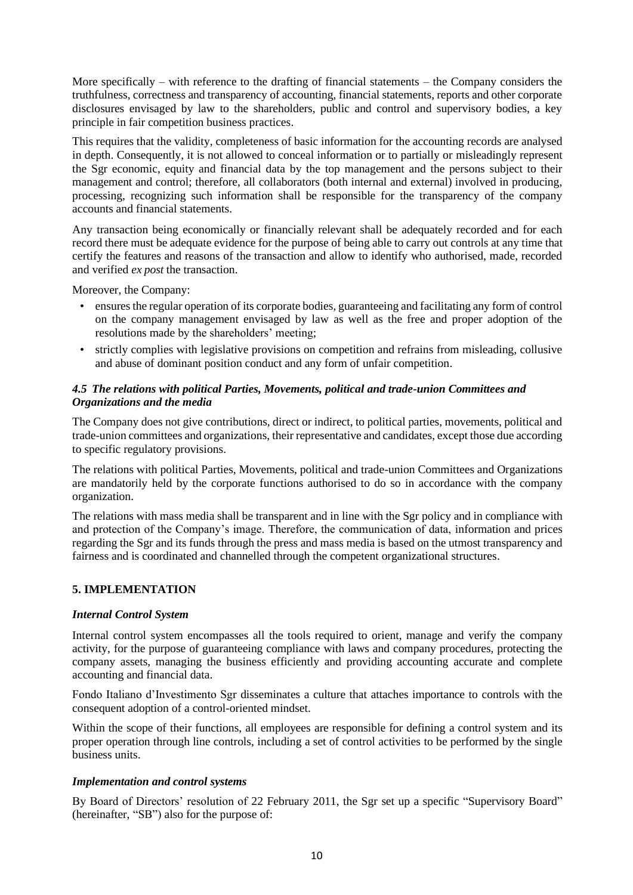More specifically – with reference to the drafting of financial statements – the Company considers the truthfulness, correctness and transparency of accounting, financial statements, reports and other corporate disclosures envisaged by law to the shareholders, public and control and supervisory bodies, a key principle in fair competition business practices.

This requires that the validity, completeness of basic information for the accounting records are analysed in depth. Consequently, it is not allowed to conceal information or to partially or misleadingly represent the Sgr economic, equity and financial data by the top management and the persons subject to their management and control; therefore, all collaborators (both internal and external) involved in producing, processing, recognizing such information shall be responsible for the transparency of the company accounts and financial statements.

Any transaction being economically or financially relevant shall be adequately recorded and for each record there must be adequate evidence for the purpose of being able to carry out controls at any time that certify the features and reasons of the transaction and allow to identify who authorised, made, recorded and verified *ex post* the transaction.

Moreover, the Company:

- ensures the regular operation of its corporate bodies, guaranteeing and facilitating any form of control on the company management envisaged by law as well as the free and proper adoption of the resolutions made by the shareholders' meeting;
- strictly complies with legislative provisions on competition and refrains from misleading, collusive and abuse of dominant position conduct and any form of unfair competition.

### *4.5 The relations with political Parties, Movements, political and trade-union Committees and Organizations and the media*

The Company does not give contributions, direct or indirect, to political parties, movements, political and trade-union committees and organizations, their representative and candidates, except those due according to specific regulatory provisions.

The relations with political Parties, Movements, political and trade-union Committees and Organizations are mandatorily held by the corporate functions authorised to do so in accordance with the company organization.

The relations with mass media shall be transparent and in line with the Sgr policy and in compliance with and protection of the Company's image. Therefore, the communication of data, information and prices regarding the Sgr and its funds through the press and mass media is based on the utmost transparency and fairness and is coordinated and channelled through the competent organizational structures.

## 5. IMPLEMENTATION

### *Internal Control System*

Internal control system encompasses all the tools required to orient, manage and verify the company activity, for the purpose of guaranteeing compliance with laws and company procedures, protecting the company assets, managing the business efficiently and providing accounting accurate and complete accounting and financial data.

Fondo Italiano d'Investimento Sgr disseminates a culture that attaches importance to controls with the consequent adoption of a control-oriented mindset.

Within the scope of their functions, all employees are responsible for defining a control system and its proper operation through line controls, including a set of control activities to be performed by the single business units.

### *Implementation and control systems*

By Board of Directors' resolution of 22 February 2011, the Sgr set up a specific "Supervisory Board" (hereinafter, "SB") also for the purpose of: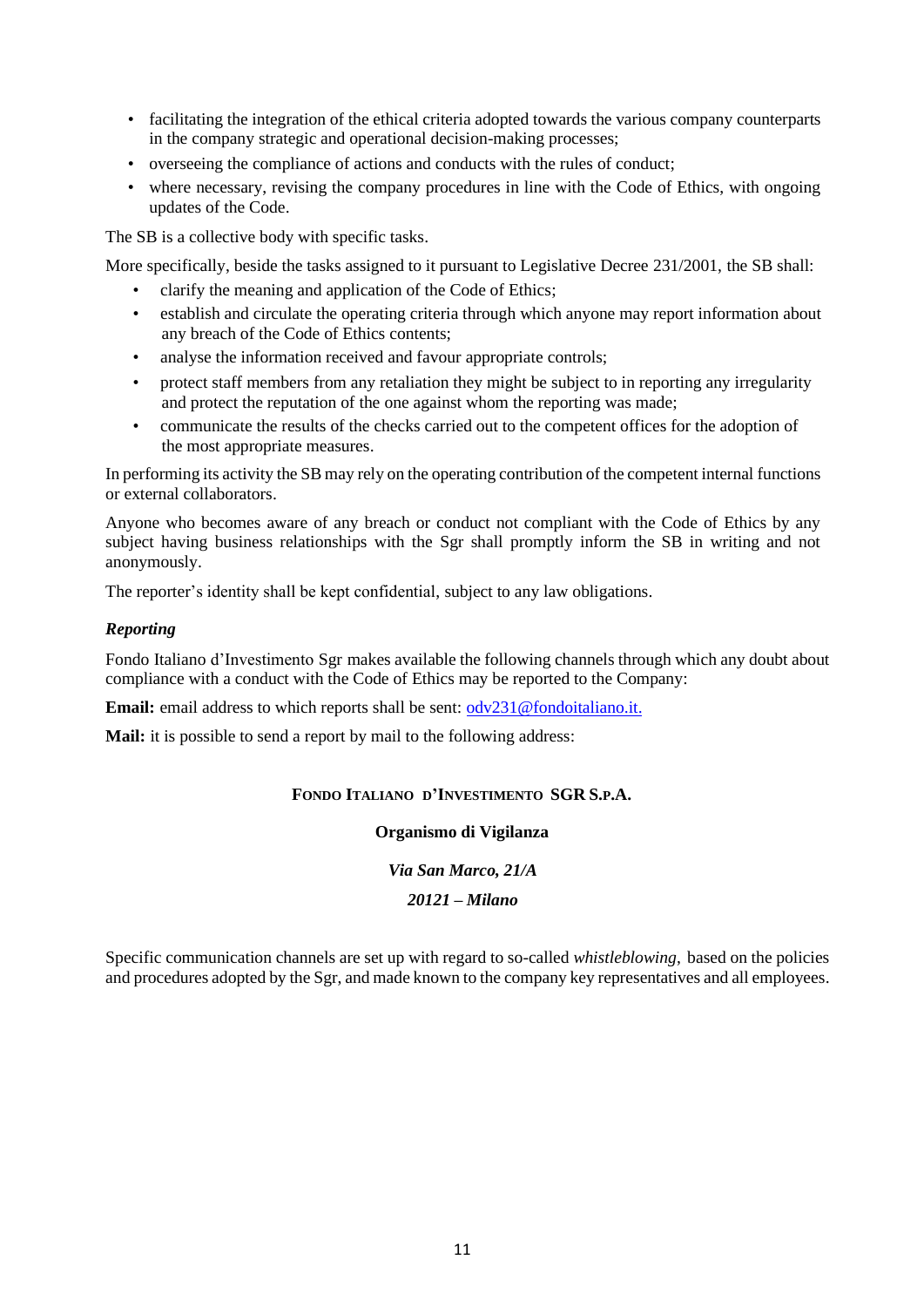- facilitating the integration of the ethical criteria adopted towards the various company counterparts in the company strategic and operational decision-making processes;
- overseeing the compliance of actions and conducts with the rules of conduct;
- where necessary, revising the company procedures in line with the Code of Ethics, with ongoing updates of the Code.

The SB is a collective body with specific tasks.

More specifically, beside the tasks assigned to it pursuant to Legislative Decree 231/2001, the SB shall:

- clarify the meaning and application of the Code of Ethics;
- establish and circulate the operating criteria through which anyone may report information about any breach of the Code of Ethics contents;
- analyse the information received and favour appropriate controls;
- protect staff members from any retaliation they might be subject to in reporting any irregularity and protect the reputation of the one against whom the reporting was made;
- communicate the results of the checks carried out to the competent offices for the adoption of the most appropriate measures.

In performing its activity the SB may rely on the operating contribution of the competent internal functions or external collaborators.

Anyone who becomes aware of any breach or conduct not compliant with the Code of Ethics by any subject having business relationships with the Sgr shall promptly inform the SB in writing and not anonymously.

The reporter's identity shall be kept confidential, subject to any law obligations.

### *Reporting*

Fondo Italiano d'Investimento Sgr makes available the following channels through which any doubt about compliance with a conduct with the Code of Ethics may be reported to the Company:

**Email:** email address to which reports shall be sent: odv231@fondoitaliano.it.

**Mail:** it is possible to send a report by mail to the following address:

**FONDO ITALIANO D'INVESTIMENTO SGR S.P.A.**

**Organismo di Vigilanza**

***Via San Marco, 21/A***

***20121 – Milano***

Specific communication channels are set up with regard to so-called *whistleblowing*, based on the policies and procedures adopted by the Sgr, and made known to the company key representatives and all employees.